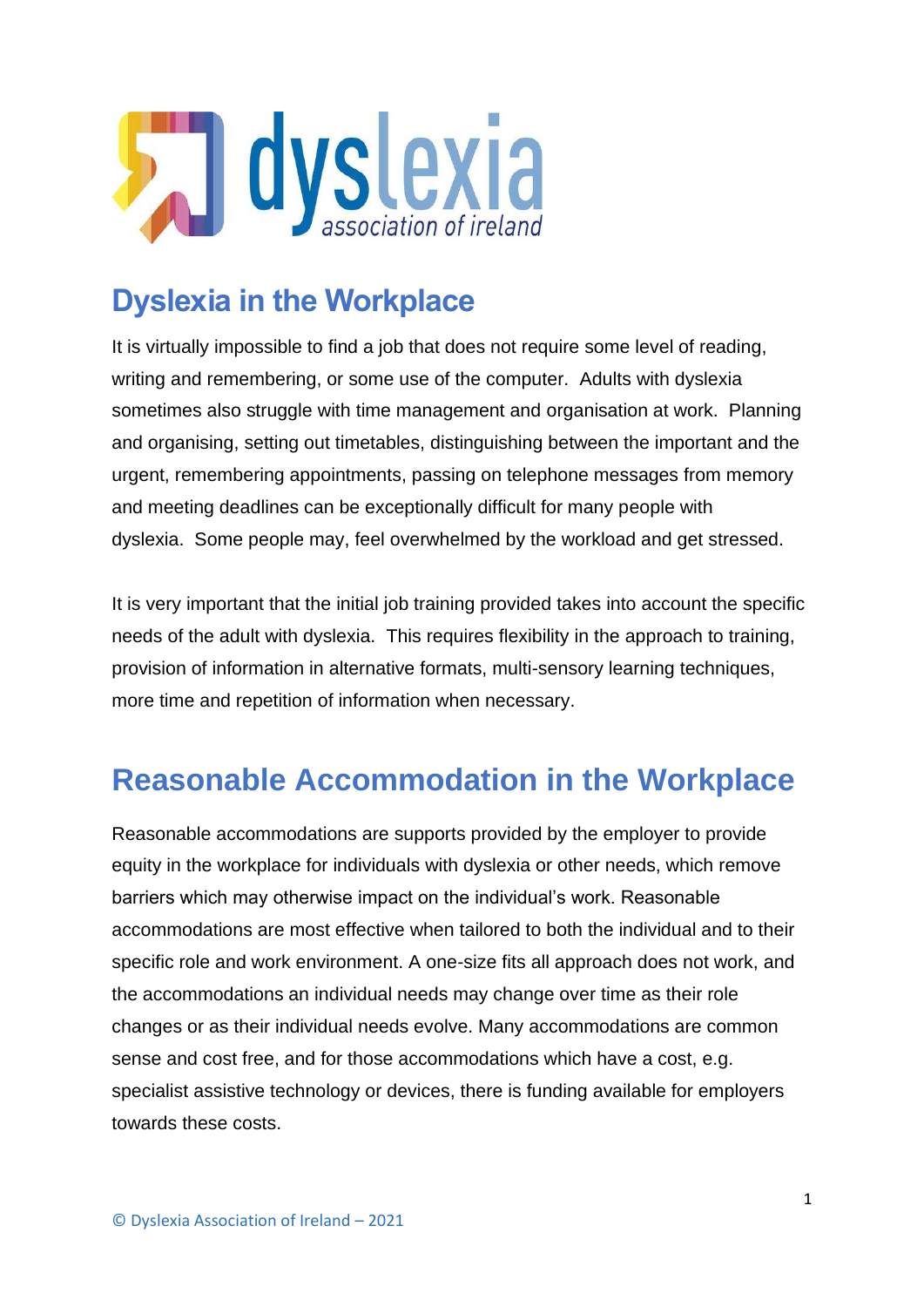# Dyslexia in the Workplace

It is virtually impossible to find a job that does not require some level of reading, writing and remembering, or some use of the computer. Adults with dyslexia sometimes also struggle with time management and organisation at work. Planning and organising, setting out timetables, distinguishing between the important and the urgent, remembering appointments, passing on telephone messages from memory and meeting deadlines can be exceptionally difficult for many people with dyslexia. Some people may, feel overwhelmed by the workload and get stressed.

It is very important that the initial job training provided takes into account the specific needs of the adult with dyslexia. This requires flexibility in the approach to training, provision of information in alternative formats, multi-sensory learning techniques, more time and repetition of information when necessary.

# Reasonable Accommodation in the Workplace

Reasonable accommodations are supports provided by the employer to provide equity in the workplace for individuals with dyslexia or other needs, which remove barriers which may otherwise impact on the individual's work. Reasonable accommodations are most effective when tailored to both the individual and to their specific role and work environment. A one-size fits all approach does not work, and the accommodations an individual needs may change over time as their role changes or as their individual needs evolve. Many accommodations are common sense and cost free, and for those accommodations which have a cost, e.g. specialist assistive technology or devices, there is funding available for employers towards these costs.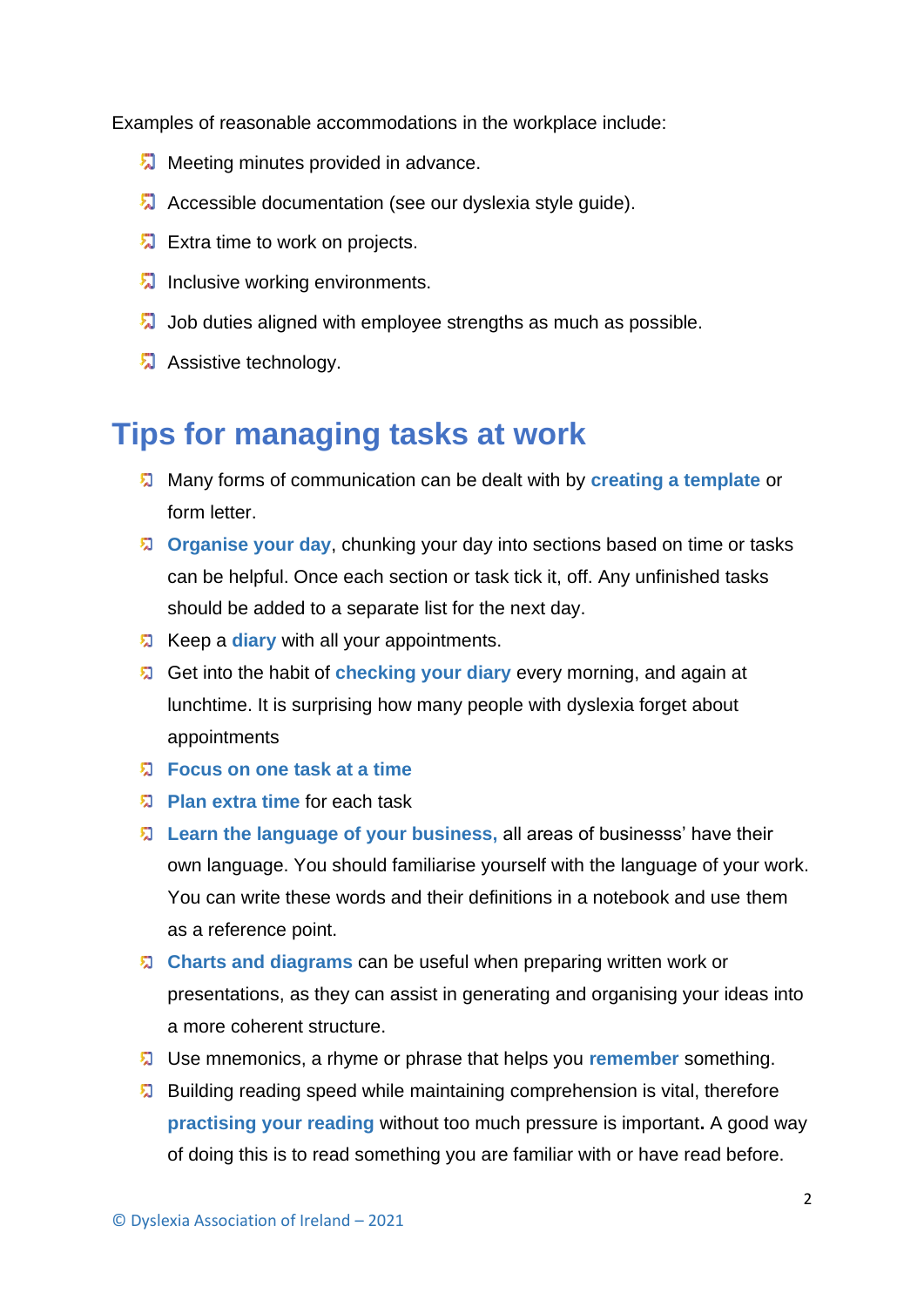Examples of reasonable accommodations in the workplace include:

- Meeting minutes provided in advance.
- Accessible documentation (see our dyslexia style guide).
- Extra time to work on projects.
- Inclusive working environments.
- Job duties aligned with employee strengths as much as possible.
- Assistive technology.

# Tips for managing tasks at work

- Many forms of communication can be dealt with by **creating a template** or form letter.
- **Organise your day**, chunking your day into sections based on time or tasks can be helpful. Once each section or task tick it, off. Any unfinished tasks should be added to a separate list for the next day.
- Keep a **diary** with all your appointments.
- Get into the habit of **checking your diary** every morning, and again at lunchtime. It is surprising how many people with dyslexia forget about appointments
- **Focus on one task at a time**
- **Plan extra time** for each task
- **Learn the language of your business,** all areas of businesss' have their own language. You should familiarise yourself with the language of your work. You can write these words and their definitions in a notebook and use them as a reference point.
- **Charts and diagrams** can be useful when preparing written work or presentations, as they can assist in generating and organising your ideas into a more coherent structure.
- Use mnemonics, a rhyme or phrase that helps you **remember** something.
- Building reading speed while maintaining comprehension is vital, therefore **practising your reading** without too much pressure is important**.** A good way of doing this is to read something you are familiar with or have read before.

© Dyslexia Association of Ireland – 2021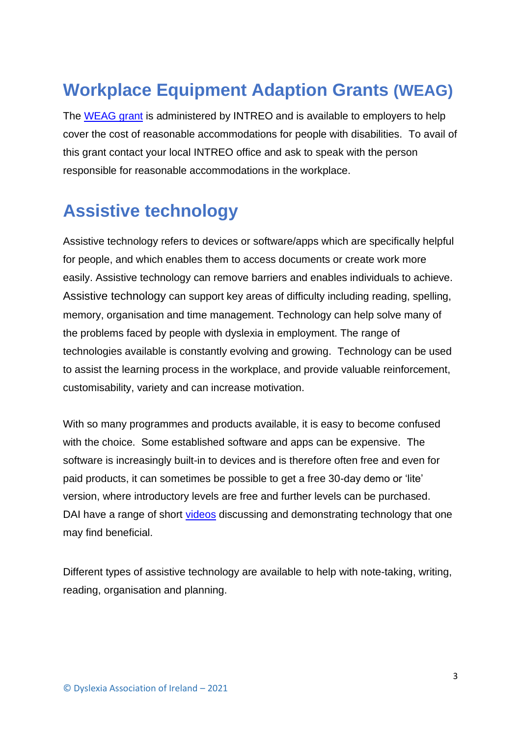## Workplace Equipment Adaption Grants (WEAG)

The WEAG grant is administered by INTREO and is available to employers to help cover the cost of reasonable accommodations for people with disabilities. To avail of this grant contact your local INTREO office and ask to speak with the person responsible for reasonable accommodations in the workplace.

## Assistive technology

Assistive technology refers to devices or software/apps which are specifically helpful for people, and which enables them to access documents or create work more easily. Assistive technology can remove barriers and enables individuals to achieve. Assistive technology can support key areas of difficulty including reading, spelling, memory, organisation and time management. Technology can help solve many of the problems faced by people with dyslexia in employment. The range of technologies available is constantly evolving and growing. Technology can be used to assist the learning process in the workplace, and provide valuable reinforcement, customisability, variety and can increase motivation.

With so many programmes and products available, it is easy to become confused with the choice. Some established software and apps can be expensive. The software is increasingly built-in to devices and is therefore often free and even for paid products, it can sometimes be possible to get a free 30-day demo or 'lite' version, where introductory levels are free and further levels can be purchased. DAI have a range of short videos discussing and demonstrating technology that one may find beneficial.

Different types of assistive technology are available to help with note-taking, writing, reading, organisation and planning.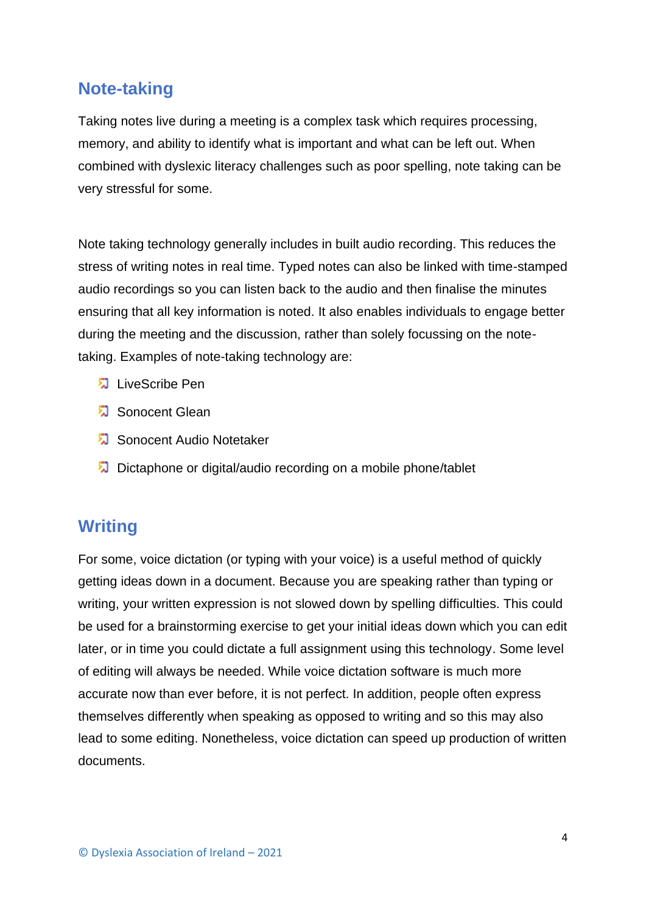## Note-taking

Taking notes live during a meeting is a complex task which requires processing, memory, and ability to identify what is important and what can be left out. When combined with dyslexic literacy challenges such as poor spelling, note taking can be very stressful for some.

Note taking technology generally includes in built audio recording. This reduces the stress of writing notes in real time. Typed notes can also be linked with time-stamped audio recordings so you can listen back to the audio and then finalise the minutes ensuring that all key information is noted. It also enables individuals to engage better during the meeting and the discussion, rather than solely focussing on the note-taking. Examples of note-taking technology are:

- LiveScribe Pen
- Sonocent Glean
- Sonocent Audio Notetaker
- Dictaphone or digital/audio recording on a mobile phone/tablet

## Writing

For some, voice dictation (or typing with your voice) is a useful method of quickly getting ideas down in a document. Because you are speaking rather than typing or writing, your written expression is not slowed down by spelling difficulties. This could be used for a brainstorming exercise to get your initial ideas down which you can edit later, or in time you could dictate a full assignment using this technology. Some level of editing will always be needed. While voice dictation software is much more accurate now than ever before, it is not perfect. In addition, people often express themselves differently when speaking as opposed to writing and so this may also lead to some editing. Nonetheless, voice dictation can speed up production of written documents.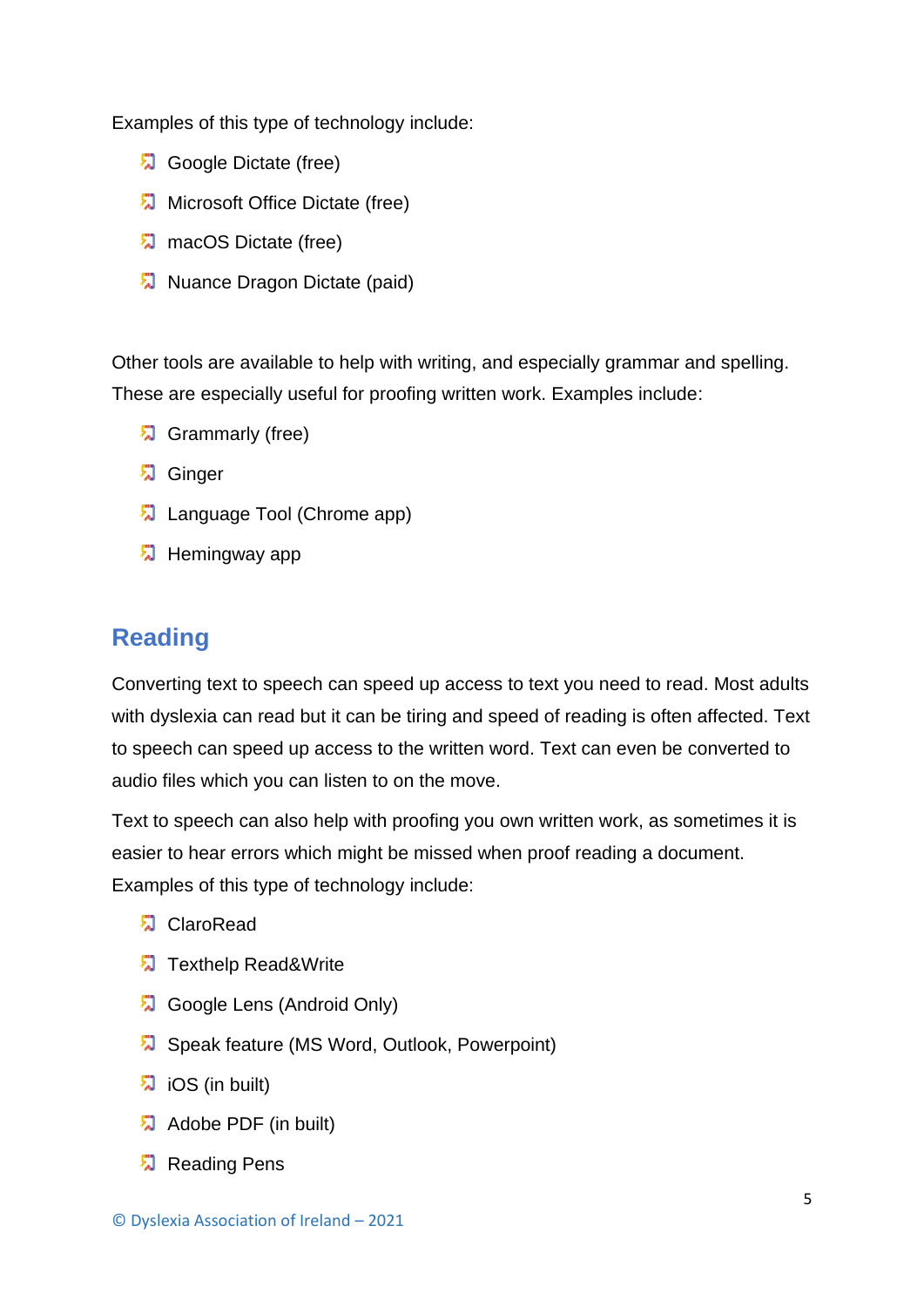Examples of this type of technology include:

- Google Dictate (free)
- Microsoft Office Dictate (free)
- macOS Dictate (free)
- Nuance Dragon Dictate (paid)

Other tools are available to help with writing, and especially grammar and spelling. These are especially useful for proofing written work. Examples include:

- Grammarly (free)
- Ginger
- Language Tool (Chrome app)
- Hemingway app

## Reading

Converting text to speech can speed up access to text you need to read. Most adults with dyslexia can read but it can be tiring and speed of reading is often affected. Text to speech can speed up access to the written word. Text can even be converted to audio files which you can listen to on the move.

Text to speech can also help with proofing you own written work, as sometimes it is easier to hear errors which might be missed when proof reading a document. Examples of this type of technology include:

- ClaroRead
- Texthelp Read&Write
- Google Lens (Android Only)
- Speak feature (MS Word, Outlook, Powerpoint)
- iOS (in built)
- Adobe PDF (in built)
- Reading Pens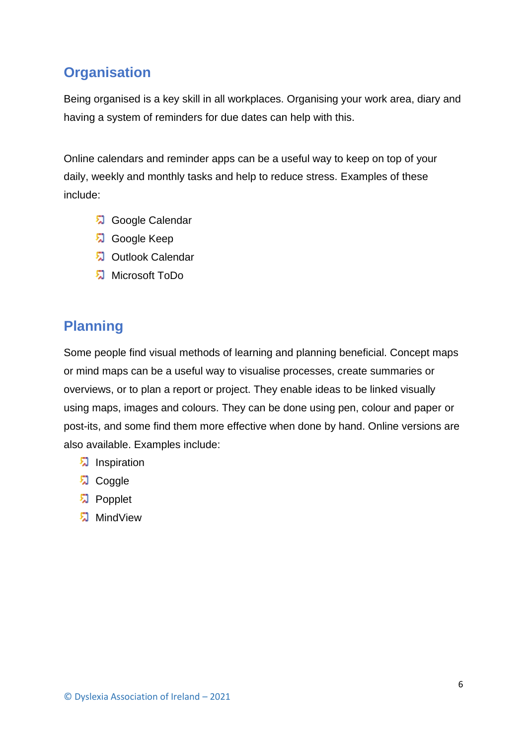## Organisation

Being organised is a key skill in all workplaces. Organising your work area, diary and having a system of reminders for due dates can help with this.

Online calendars and reminder apps can be a useful way to keep on top of your daily, weekly and monthly tasks and help to reduce stress. Examples of these include:

- Google Calendar
- Google Keep
- Outlook Calendar
- Microsoft ToDo

## Planning

Some people find visual methods of learning and planning beneficial. Concept maps or mind maps can be a useful way to visualise processes, create summaries or overviews, or to plan a report or project. They enable ideas to be linked visually using maps, images and colours. They can be done using pen, colour and paper or post-its, and some find them more effective when done by hand. Online versions are also available. Examples include:

- Inspiration
- Coggle
- Popplet
- MindView